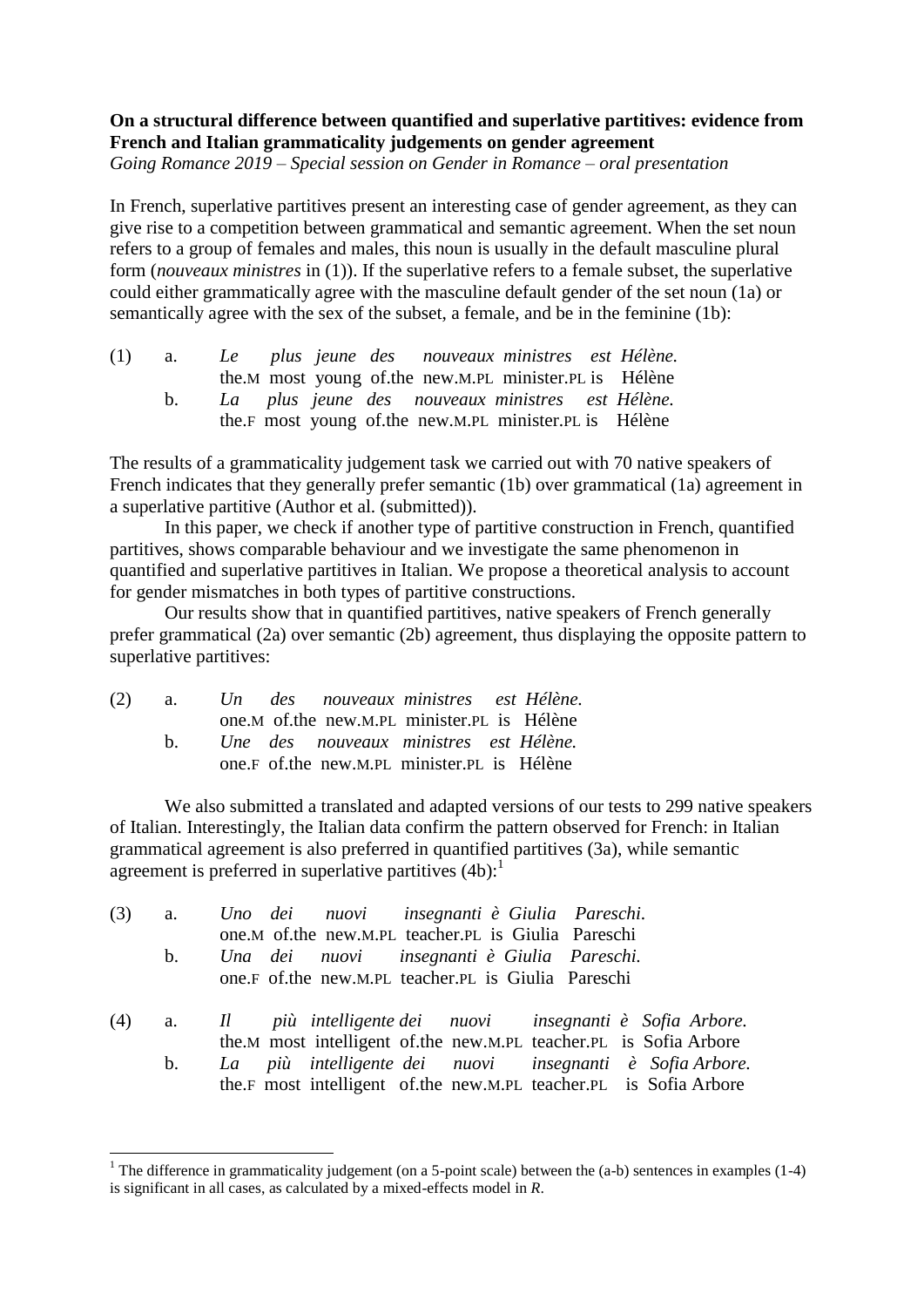**On a structural difference between quantified and superlative partitives: evidence from French and Italian grammaticality judgements on gender agreement**
*Going Romance 2019 – Special session on Gender in Romance – oral presentation*

In French, superlative partitives present an interesting case of gender agreement, as they can give rise to a competition between grammatical and semantic agreement. When the set noun refers to a group of females and males, this noun is usually in the default masculine plural form (*nouveaux ministres* in (1)). If the superlative refers to a female subset, the superlative could either grammatically agree with the masculine default gender of the set noun (1a) or semantically agree with the sex of the subset, a female, and be in the feminine (1b):

(1) a. *Le plus jeune des nouveaux ministres est Hélène.*
the.M most young of.the new.M.PL minister.PL is Hélène
b. *La plus jeune des nouveaux ministres est Hélène.*
the.F most young of.the new.M.PL minister.PL is Hélène

The results of a grammaticality judgement task we carried out with 70 native speakers of French indicates that they generally prefer semantic (1b) over grammatical (1a) agreement in a superlative partitive (Author et al. (submitted)).

In this paper, we check if another type of partitive construction in French, quantified partitives, shows comparable behaviour and we investigate the same phenomenon in quantified and superlative partitives in Italian. We propose a theoretical analysis to account for gender mismatches in both types of partitive constructions.

Our results show that in quantified partitives, native speakers of French generally prefer grammatical (2a) over semantic (2b) agreement, thus displaying the opposite pattern to superlative partitives:

(2) a. *Un des nouveaux ministres est Hélène.*
one.M of.the new.M.PL minister.PL is Hélène
b. *Une des nouveaux ministres est Hélène.*
one.F of.the new.M.PL minister.PL is Hélène

We also submitted a translated and adapted versions of our tests to 299 native speakers of Italian. Interestingly, the Italian data confirm the pattern observed for French: in Italian grammatical agreement is also preferred in quantified partitives (3a), while semantic agreement is preferred in superlative partitives (4b):[1]

(3) a. *Uno dei nuovi insegnanti è Giulia Pareschi.*
one.M of.the new.M.PL teacher.PL is Giulia Pareschi
b. *Una dei nuovi insegnanti è Giulia Pareschi.*
one.F of.the new.M.PL teacher.PL is Giulia Pareschi

(4) a. *Il più intelligente dei nuovi insegnanti è Sofia Arbore.*
the.M most intelligent of.the new.M.PL teacher.PL is Sofia Arbore
b. *La più intelligente dei nuovi insegnanti è Sofia Arbore.*
the.F most intelligent of.the new.M.PL teacher.PL is Sofia Arbore

---

[1] The difference in grammaticality judgement (on a 5-point scale) between the (a-b) sentences in examples (1-4) is significant in all cases, as calculated by a mixed-effects model in *R*.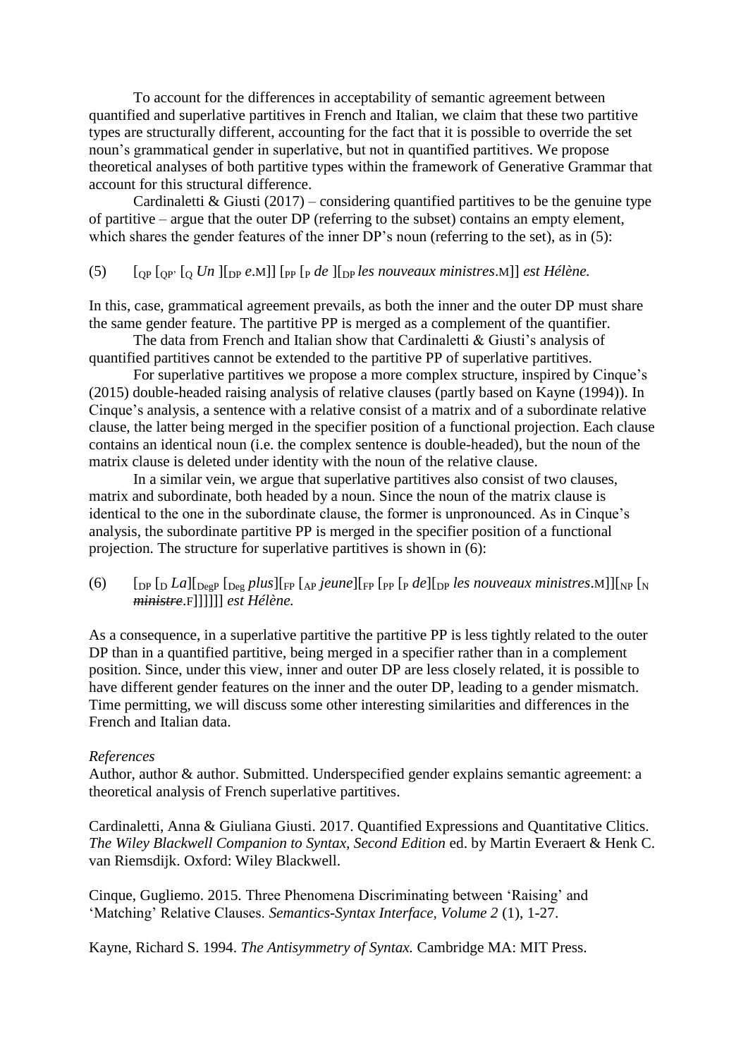To account for the differences in acceptability of semantic agreement between quantified and superlative partitives in French and Italian, we claim that these two partitive types are structurally different, accounting for the fact that it is possible to override the set noun's grammatical gender in superlative, but not in quantified partitives. We propose theoretical analyses of both partitive types within the framework of Generative Grammar that account for this structural difference.

Cardinaletti & Giusti (2017) – considering quantified partitives to be the genuine type of partitive – argue that the outer DP (referring to the subset) contains an empty element, which shares the gender features of the inner DP's noun (referring to the set), as in (5):

(5) [$_{QP}$ [$_{QP'}$ [$_{Q}$ *Un* ][$_{DP}$ *e*.M]] [$_{PP}$ [$_{P}$ *de* ][$_{DP}$ *les nouveaux ministres*.M]] *est Hélène.*

In this, case, grammatical agreement prevails, as both the inner and the outer DP must share the same gender feature. The partitive PP is merged as a complement of the quantifier.

The data from French and Italian show that Cardinaletti & Giusti's analysis of quantified partitives cannot be extended to the partitive PP of superlative partitives.

For superlative partitives we propose a more complex structure, inspired by Cinque's (2015) double-headed raising analysis of relative clauses (partly based on Kayne (1994)). In Cinque's analysis, a sentence with a relative consist of a matrix and of a subordinate relative clause, the latter being merged in the specifier position of a functional projection. Each clause contains an identical noun (i.e. the complex sentence is double-headed), but the noun of the matrix clause is deleted under identity with the noun of the relative clause.

In a similar vein, we argue that superlative partitives also consist of two clauses, matrix and subordinate, both headed by a noun. Since the noun of the matrix clause is identical to the one in the subordinate clause, the former is unpronounced. As in Cinque's analysis, the subordinate partitive PP is merged in the specifier position of a functional projection. The structure for superlative partitives is shown in (6):

(6) [$_{DP}$ [$_{D}$ *La*][$_{DegP}$ [$_{Deg}$ *plus*][$_{FP}$ [$_{AP}$ *jeune*][$_{FP}$ [$_{PP}$ [$_{P}$ *de*][$_{DP}$ *les nouveaux ministres*.M]][$_{NP}$ [$_{N}$ ~~*ministre*~~.F]]]]]] *est Hélène.*

As a consequence, in a superlative partitive the partitive PP is less tightly related to the outer DP than in a quantified partitive, being merged in a specifier rather than in a complement position. Since, under this view, inner and outer DP are less closely related, it is possible to have different gender features on the inner and the outer DP, leading to a gender mismatch. Time permitting, we will discuss some other interesting similarities and differences in the French and Italian data.

*References*

Author, author & author. Submitted. Underspecified gender explains semantic agreement: a theoretical analysis of French superlative partitives.

Cardinaletti, Anna & Giuliana Giusti. 2017. Quantified Expressions and Quantitative Clitics. *The Wiley Blackwell Companion to Syntax, Second Edition* ed. by Martin Everaert & Henk C. van Riemsdijk. Oxford: Wiley Blackwell.

Cinque, Gugliemo. 2015. Three Phenomena Discriminating between 'Raising' and 'Matching' Relative Clauses. *Semantics-Syntax Interface, Volume 2* (1), 1-27.

Kayne, Richard S. 1994. *The Antisymmetry of Syntax.* Cambridge MA: MIT Press.